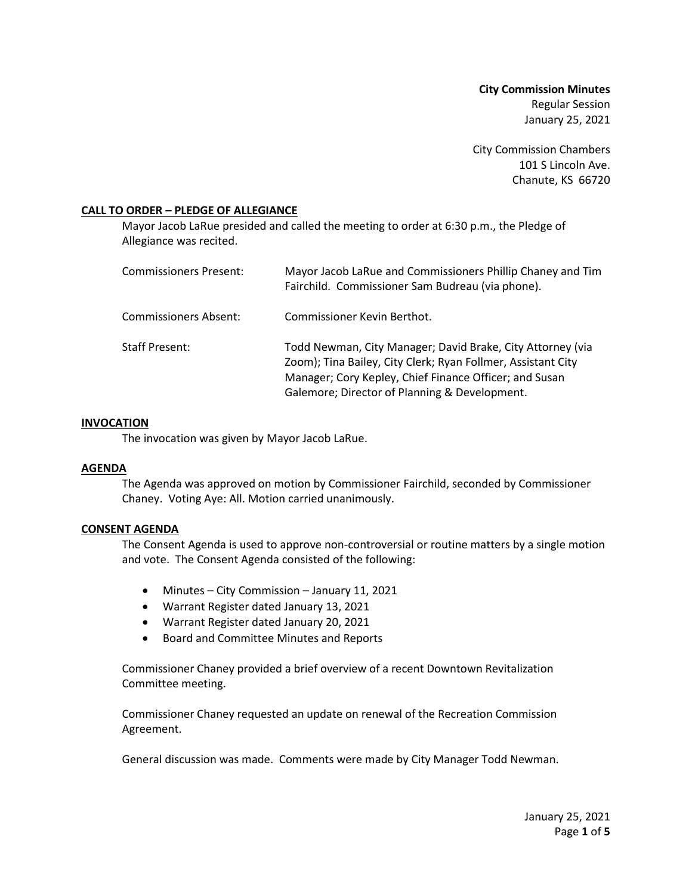**City Commission Minutes**
Regular Session
January 25, 2021

City Commission Chambers
101 S Lincoln Ave.
Chanute, KS 66720

## CALL TO ORDER – PLEDGE OF ALLEGIANCE

Mayor Jacob LaRue presided and called the meeting to order at 6:30 p.m., the Pledge of Allegiance was recited.

| | |
|---|---|
| Commissioners Present: | Mayor Jacob LaRue and Commissioners Phillip Chaney and Tim Fairchild. Commissioner Sam Budreau (via phone). |
| Commissioners Absent: | Commissioner Kevin Berthot. |
| Staff Present: | Todd Newman, City Manager; David Brake, City Attorney (via Zoom); Tina Bailey, City Clerk; Ryan Follmer, Assistant City Manager; Cory Kepley, Chief Finance Officer; and Susan Galemore; Director of Planning & Development. |

## INVOCATION

The invocation was given by Mayor Jacob LaRue.

## AGENDA

The Agenda was approved on motion by Commissioner Fairchild, seconded by Commissioner Chaney. Voting Aye: All. Motion carried unanimously.

## CONSENT AGENDA

The Consent Agenda is used to approve non-controversial or routine matters by a single motion and vote. The Consent Agenda consisted of the following:

- Minutes – City Commission – January 11, 2021
- Warrant Register dated January 13, 2021
- Warrant Register dated January 20, 2021
- Board and Committee Minutes and Reports

Commissioner Chaney provided a brief overview of a recent Downtown Revitalization Committee meeting.

Commissioner Chaney requested an update on renewal of the Recreation Commission Agreement.

General discussion was made. Comments were made by City Manager Todd Newman.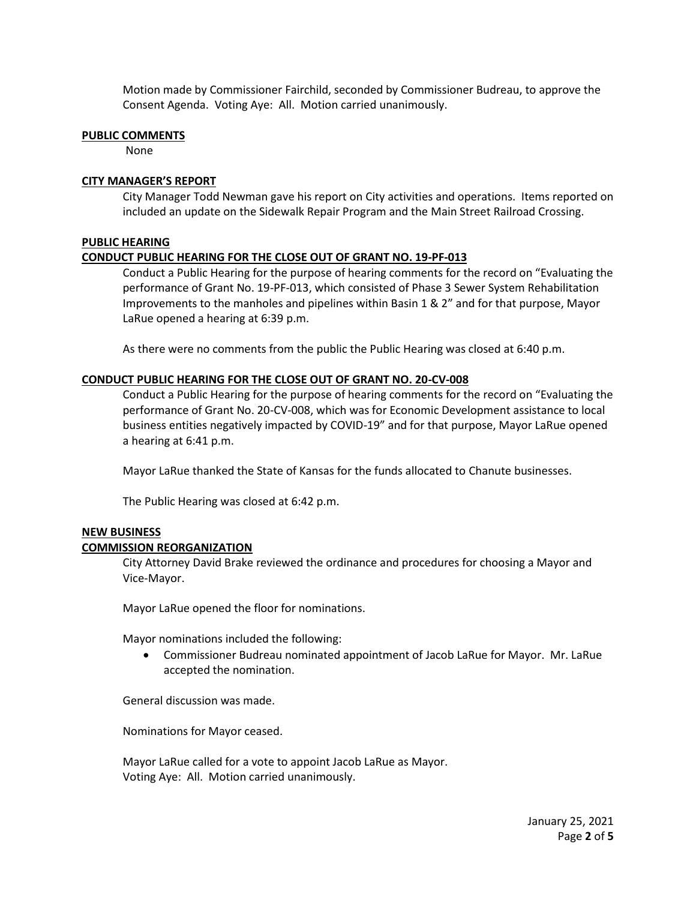Motion made by Commissioner Fairchild, seconded by Commissioner Budreau, to approve the Consent Agenda. Voting Aye: All. Motion carried unanimously.

## PUBLIC COMMENTS

None

## CITY MANAGER'S REPORT

City Manager Todd Newman gave his report on City activities and operations. Items reported on included an update on the Sidewalk Repair Program and the Main Street Railroad Crossing.

## PUBLIC HEARING

### CONDUCT PUBLIC HEARING FOR THE CLOSE OUT OF GRANT NO. 19-PF-013

Conduct a Public Hearing for the purpose of hearing comments for the record on "Evaluating the performance of Grant No. 19-PF-013, which consisted of Phase 3 Sewer System Rehabilitation Improvements to the manholes and pipelines within Basin 1 & 2" and for that purpose, Mayor LaRue opened a hearing at 6:39 p.m.

As there were no comments from the public the Public Hearing was closed at 6:40 p.m.

### CONDUCT PUBLIC HEARING FOR THE CLOSE OUT OF GRANT NO. 20-CV-008

Conduct a Public Hearing for the purpose of hearing comments for the record on "Evaluating the performance of Grant No. 20-CV-008, which was for Economic Development assistance to local business entities negatively impacted by COVID-19" and for that purpose, Mayor LaRue opened a hearing at 6:41 p.m.

Mayor LaRue thanked the State of Kansas for the funds allocated to Chanute businesses.

The Public Hearing was closed at 6:42 p.m.

## NEW BUSINESS

### COMMISSION REORGANIZATION

City Attorney David Brake reviewed the ordinance and procedures for choosing a Mayor and Vice-Mayor.

Mayor LaRue opened the floor for nominations.

Mayor nominations included the following:

- Commissioner Budreau nominated appointment of Jacob LaRue for Mayor. Mr. LaRue accepted the nomination.

General discussion was made.

Nominations for Mayor ceased.

Mayor LaRue called for a vote to appoint Jacob LaRue as Mayor.
Voting Aye: All. Motion carried unanimously.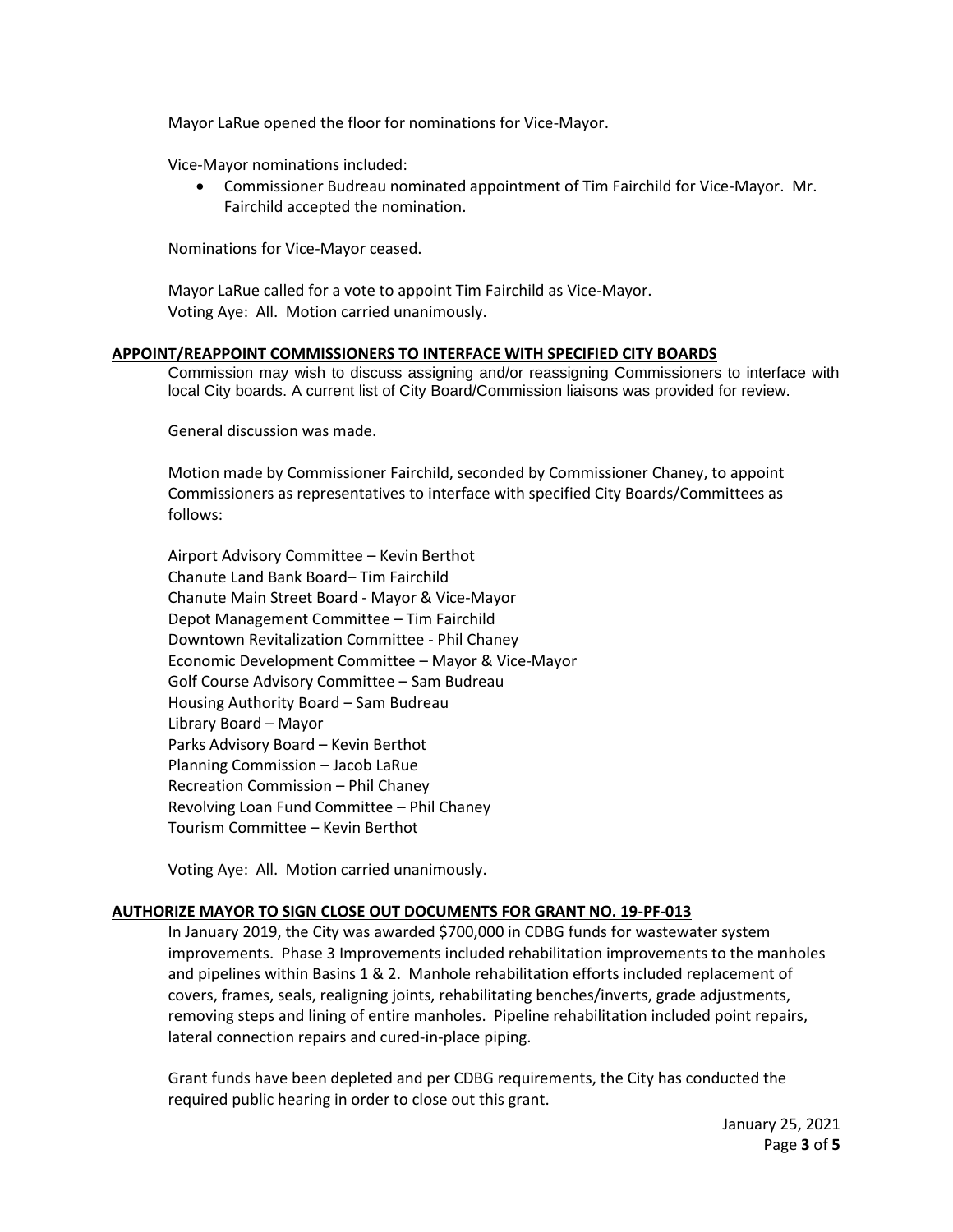Mayor LaRue opened the floor for nominations for Vice-Mayor.

Vice-Mayor nominations included:

- Commissioner Budreau nominated appointment of Tim Fairchild for Vice-Mayor. Mr. Fairchild accepted the nomination.

Nominations for Vice-Mayor ceased.

Mayor LaRue called for a vote to appoint Tim Fairchild as Vice-Mayor.
Voting Aye: All. Motion carried unanimously.

## APPOINT/REAPPOINT COMMISSIONERS TO INTERFACE WITH SPECIFIED CITY BOARDS

Commission may wish to discuss assigning and/or reassigning Commissioners to interface with local City boards. A current list of City Board/Commission liaisons was provided for review.

General discussion was made.

Motion made by Commissioner Fairchild, seconded by Commissioner Chaney, to appoint Commissioners as representatives to interface with specified City Boards/Committees as follows:

Airport Advisory Committee – Kevin Berthot
Chanute Land Bank Board– Tim Fairchild
Chanute Main Street Board - Mayor & Vice-Mayor
Depot Management Committee – Tim Fairchild
Downtown Revitalization Committee - Phil Chaney
Economic Development Committee – Mayor & Vice-Mayor
Golf Course Advisory Committee – Sam Budreau
Housing Authority Board – Sam Budreau
Library Board – Mayor
Parks Advisory Board – Kevin Berthot
Planning Commission – Jacob LaRue
Recreation Commission – Phil Chaney
Revolving Loan Fund Committee – Phil Chaney
Tourism Committee – Kevin Berthot

Voting Aye: All. Motion carried unanimously.

## AUTHORIZE MAYOR TO SIGN CLOSE OUT DOCUMENTS FOR GRANT NO. 19-PF-013

In January 2019, the City was awarded $700,000 in CDBG funds for wastewater system improvements. Phase 3 Improvements included rehabilitation improvements to the manholes and pipelines within Basins 1 & 2. Manhole rehabilitation efforts included replacement of covers, frames, seals, realigning joints, rehabilitating benches/inverts, grade adjustments, removing steps and lining of entire manholes. Pipeline rehabilitation included point repairs, lateral connection repairs and cured-in-place piping.

Grant funds have been depleted and per CDBG requirements, the City has conducted the required public hearing in order to close out this grant.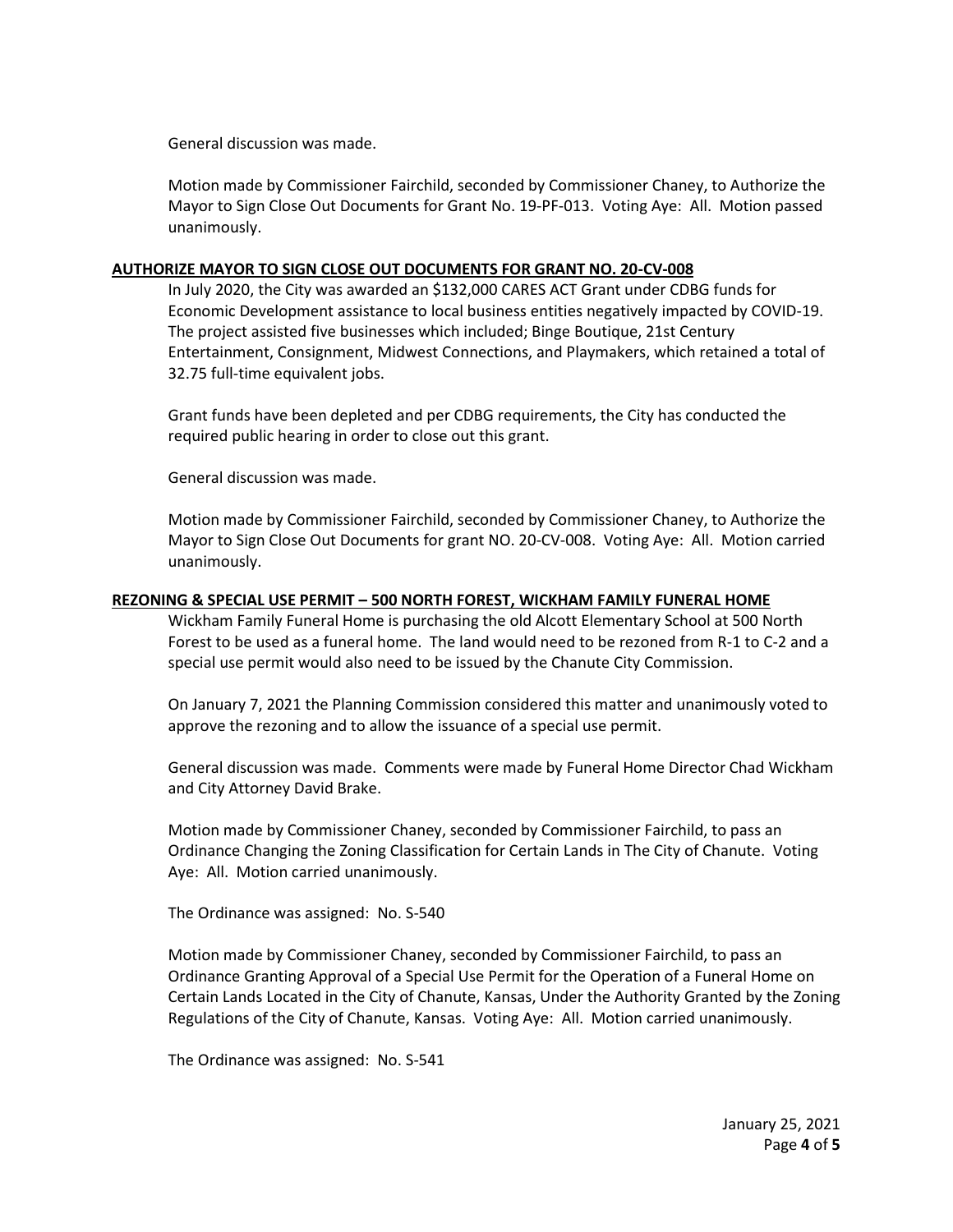General discussion was made.

Motion made by Commissioner Fairchild, seconded by Commissioner Chaney, to Authorize the Mayor to Sign Close Out Documents for Grant No. 19-PF-013. Voting Aye: All. Motion passed unanimously.

**AUTHORIZE MAYOR TO SIGN CLOSE OUT DOCUMENTS FOR GRANT NO. 20-CV-008**

In July 2020, the City was awarded an $132,000 CARES ACT Grant under CDBG funds for Economic Development assistance to local business entities negatively impacted by COVID-19. The project assisted five businesses which included; Binge Boutique, 21st Century Entertainment, Consignment, Midwest Connections, and Playmakers, which retained a total of 32.75 full-time equivalent jobs.

Grant funds have been depleted and per CDBG requirements, the City has conducted the required public hearing in order to close out this grant.

General discussion was made.

Motion made by Commissioner Fairchild, seconded by Commissioner Chaney, to Authorize the Mayor to Sign Close Out Documents for grant NO. 20-CV-008. Voting Aye: All. Motion carried unanimously.

**REZONING & SPECIAL USE PERMIT – 500 NORTH FOREST, WICKHAM FAMILY FUNERAL HOME**

Wickham Family Funeral Home is purchasing the old Alcott Elementary School at 500 North Forest to be used as a funeral home. The land would need to be rezoned from R-1 to C-2 and a special use permit would also need to be issued by the Chanute City Commission.

On January 7, 2021 the Planning Commission considered this matter and unanimously voted to approve the rezoning and to allow the issuance of a special use permit.

General discussion was made. Comments were made by Funeral Home Director Chad Wickham and City Attorney David Brake.

Motion made by Commissioner Chaney, seconded by Commissioner Fairchild, to pass an Ordinance Changing the Zoning Classification for Certain Lands in The City of Chanute. Voting Aye: All. Motion carried unanimously.

The Ordinance was assigned: No. S-540

Motion made by Commissioner Chaney, seconded by Commissioner Fairchild, to pass an Ordinance Granting Approval of a Special Use Permit for the Operation of a Funeral Home on Certain Lands Located in the City of Chanute, Kansas, Under the Authority Granted by the Zoning Regulations of the City of Chanute, Kansas. Voting Aye: All. Motion carried unanimously.

The Ordinance was assigned: No. S-541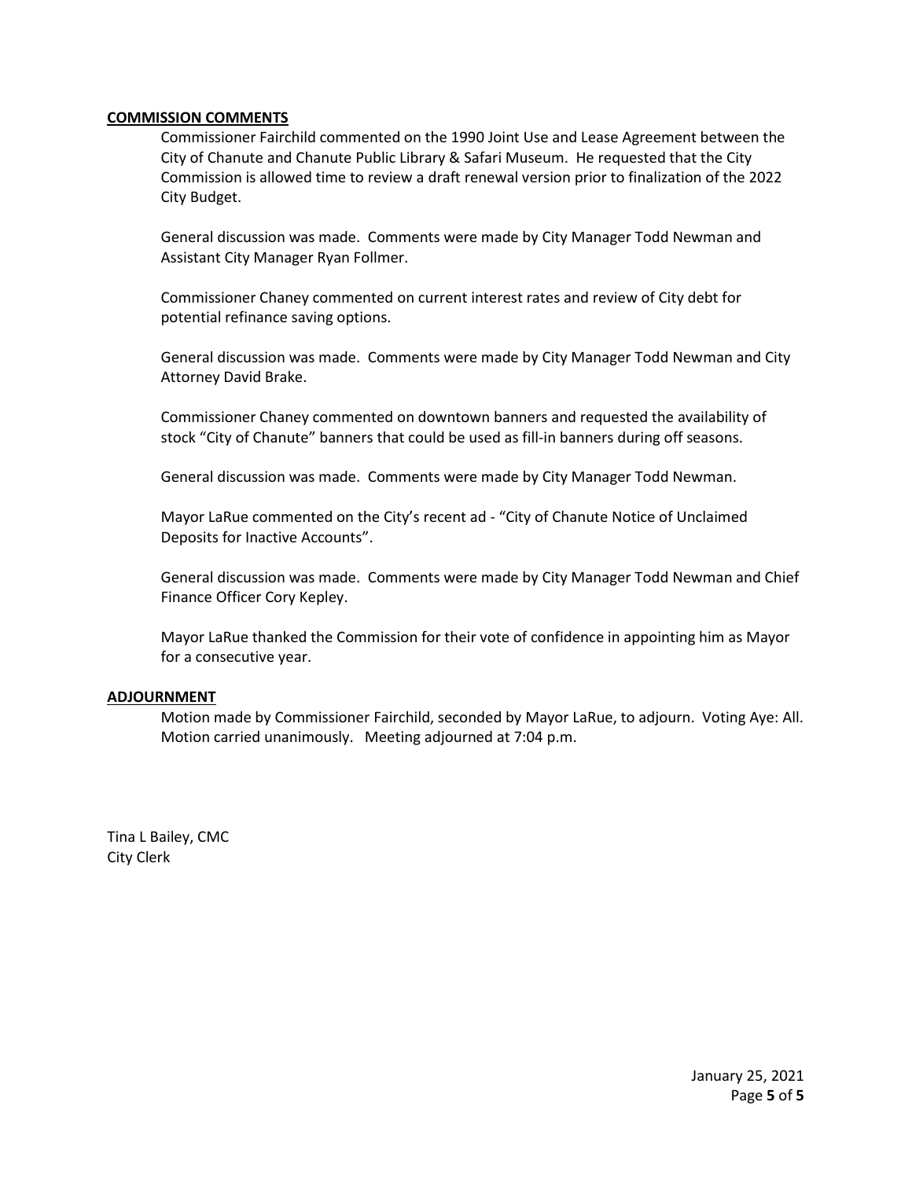**COMMISSION COMMENTS**

Commissioner Fairchild commented on the 1990 Joint Use and Lease Agreement between the City of Chanute and Chanute Public Library & Safari Museum. He requested that the City Commission is allowed time to review a draft renewal version prior to finalization of the 2022 City Budget.

General discussion was made. Comments were made by City Manager Todd Newman and Assistant City Manager Ryan Follmer.

Commissioner Chaney commented on current interest rates and review of City debt for potential refinance saving options.

General discussion was made. Comments were made by City Manager Todd Newman and City Attorney David Brake.

Commissioner Chaney commented on downtown banners and requested the availability of stock "City of Chanute" banners that could be used as fill-in banners during off seasons.

General discussion was made. Comments were made by City Manager Todd Newman.

Mayor LaRue commented on the City's recent ad - "City of Chanute Notice of Unclaimed Deposits for Inactive Accounts".

General discussion was made. Comments were made by City Manager Todd Newman and Chief Finance Officer Cory Kepley.

Mayor LaRue thanked the Commission for their vote of confidence in appointing him as Mayor for a consecutive year.

**ADJOURNMENT**

Motion made by Commissioner Fairchild, seconded by Mayor LaRue, to adjourn. Voting Aye: All. Motion carried unanimously. Meeting adjourned at 7:04 p.m.

Tina L Bailey, CMC
City Clerk